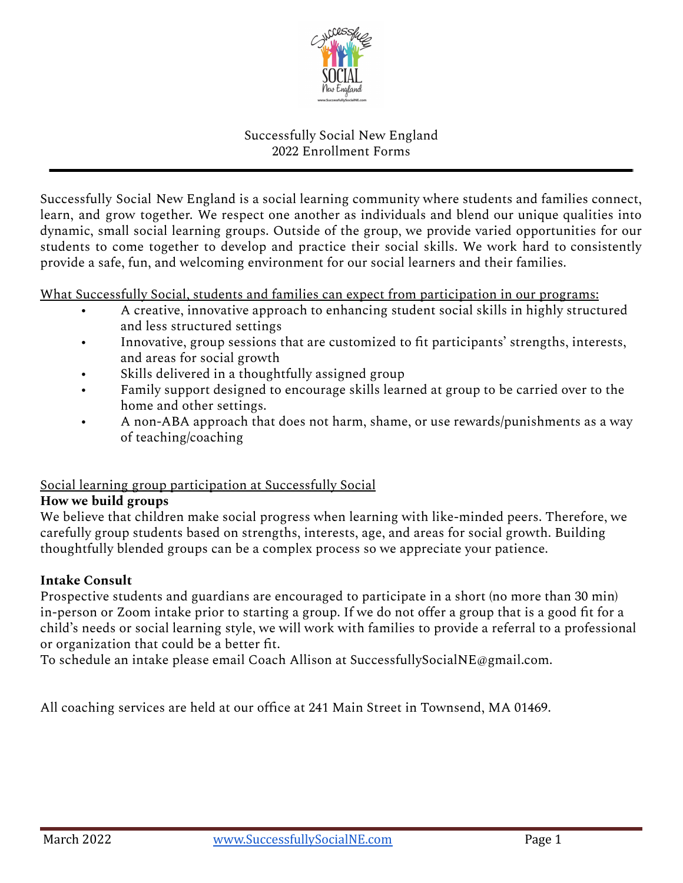Successfully Social New England
2022 Enrollment Forms

---

Successfully Social New England is a social learning community where students and families connect, learn, and grow together. We respect one another as individuals and blend our unique qualities into dynamic, small social learning groups. Outside of the group, we provide varied opportunities for our students to come together to develop and practice their social skills. We work hard to consistently provide a safe, fun, and welcoming environment for our social learners and their families.

What Successfully Social, students and families can expect from participation in our programs:

- A creative, innovative approach to enhancing student social skills in highly structured and less structured settings
- Innovative, group sessions that are customized to fit participants' strengths, interests, and areas for social growth
- Skills delivered in a thoughtfully assigned group
- Family support designed to encourage skills learned at group to be carried over to the home and other settings.
- A non-ABA approach that does not harm, shame, or use rewards/punishments as a way of teaching/coaching

Social learning group participation at Successfully Social

**How we build groups**

We believe that children make social progress when learning with like-minded peers. Therefore, we carefully group students based on strengths, interests, age, and areas for social growth. Building thoughtfully blended groups can be a complex process so we appreciate your patience.

**Intake Consult**

Prospective students and guardians are encouraged to participate in a short (no more than 30 min) in-person or Zoom intake prior to starting a group. If we do not offer a group that is a good fit for a child's needs or social learning style, we will work with families to provide a referral to a professional or organization that could be a better fit.

To schedule an intake please email Coach Allison at SuccessfullySocialNE@gmail.com.

All coaching services are held at our office at 241 Main Street in Townsend, MA 01469.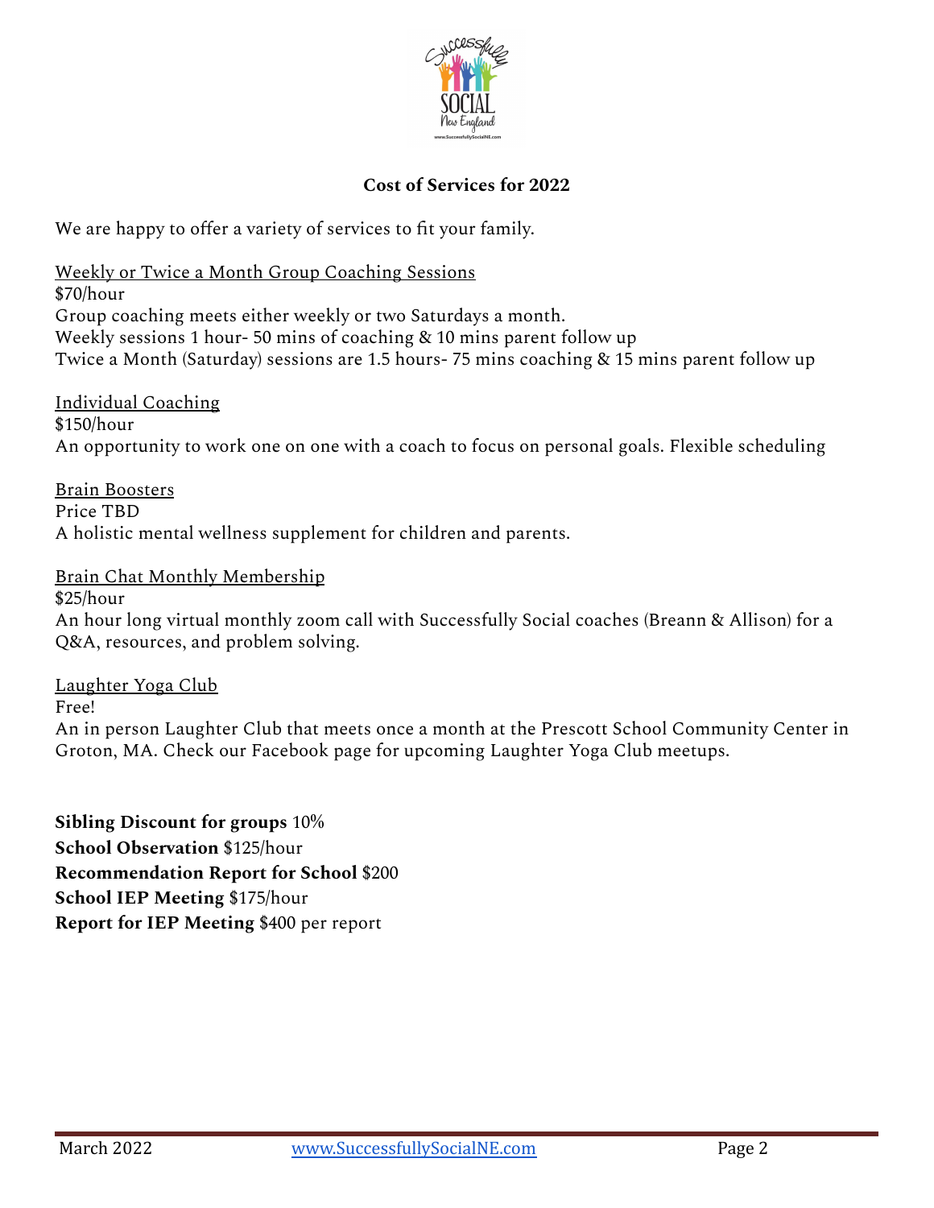## Cost of Services for 2022

We are happy to offer a variety of services to fit your family.

Weekly or Twice a Month Group Coaching Sessions
$70/hour
Group coaching meets either weekly or two Saturdays a month.
Weekly sessions 1 hour- 50 mins of coaching & 10 mins parent follow up
Twice a Month (Saturday) sessions are 1.5 hours- 75 mins coaching & 15 mins parent follow up

Individual Coaching
$150/hour
An opportunity to work one on one with a coach to focus on personal goals. Flexible scheduling

Brain Boosters
Price TBD
A holistic mental wellness supplement for children and parents.

Brain Chat Monthly Membership
$25/hour
An hour long virtual monthly zoom call with Successfully Social coaches (Breann & Allison) for a Q&A, resources, and problem solving.

Laughter Yoga Club
Free!
An in person Laughter Club that meets once a month at the Prescott School Community Center in Groton, MA. Check our Facebook page for upcoming Laughter Yoga Club meetups.

**Sibling Discount for groups** 10%
**School Observation** $125/hour
**Recommendation Report for School** $200
**School IEP Meeting** $175/hour
**Report for IEP Meeting** $400 per report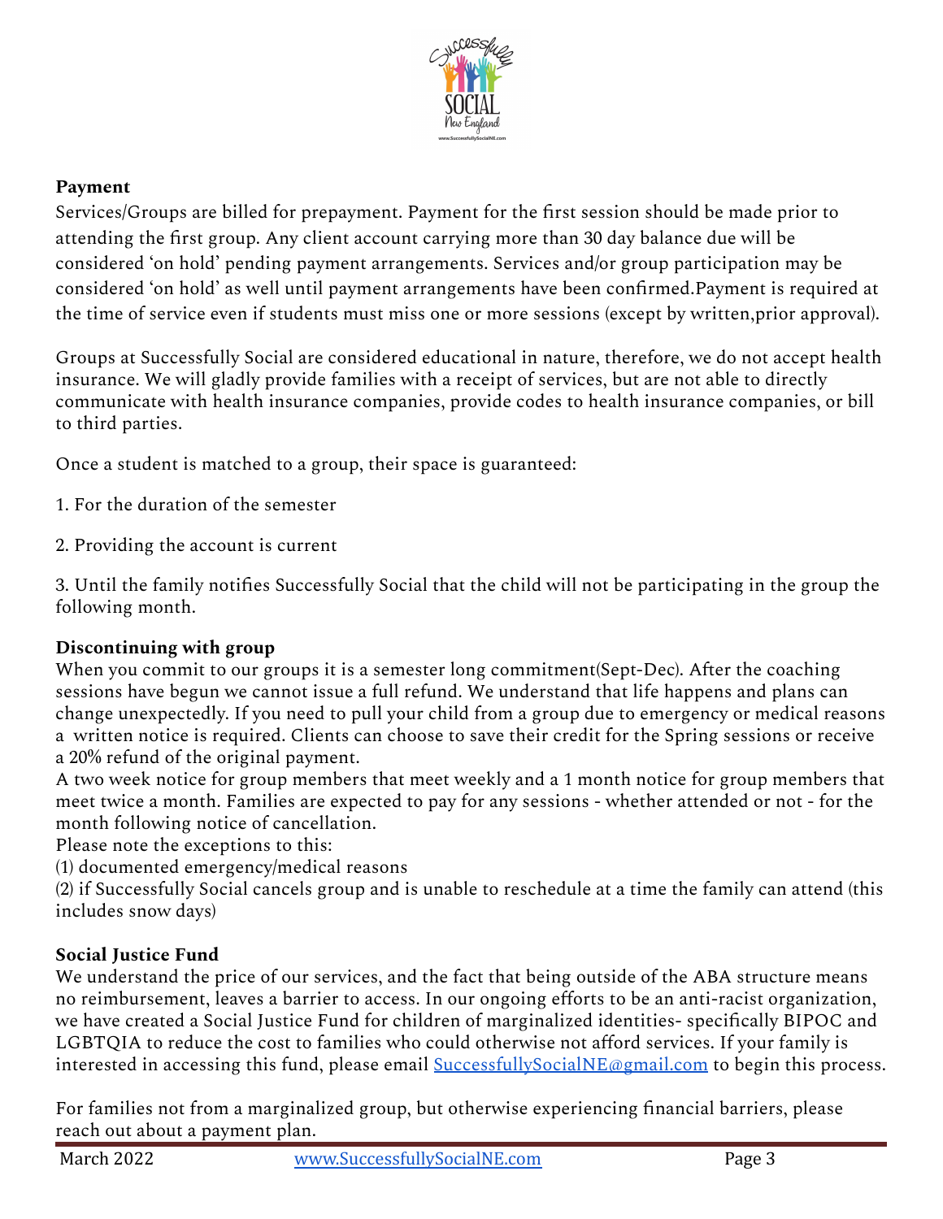**Payment**

Services/Groups are billed for prepayment. Payment for the first session should be made prior to attending the first group. Any client account carrying more than 30 day balance due will be considered 'on hold' pending payment arrangements. Services and/or group participation may be considered 'on hold' as well until payment arrangements have been confirmed.Payment is required at the time of service even if students must miss one or more sessions (except by written,prior approval).

Groups at Successfully Social are considered educational in nature, therefore, we do not accept health insurance. We will gladly provide families with a receipt of services, but are not able to directly communicate with health insurance companies, provide codes to health insurance companies, or bill to third parties.

Once a student is matched to a group, their space is guaranteed:

1. For the duration of the semester

2. Providing the account is current

3. Until the family notifies Successfully Social that the child will not be participating in the group the following month.

**Discontinuing with group**

When you commit to our groups it is a semester long commitment(Sept-Dec). After the coaching sessions have begun we cannot issue a full refund. We understand that life happens and plans can change unexpectedly. If you need to pull your child from a group due to emergency or medical reasons a written notice is required. Clients can choose to save their credit for the Spring sessions or receive a 20% refund of the original payment.

A two week notice for group members that meet weekly and a 1 month notice for group members that meet twice a month. Families are expected to pay for any sessions - whether attended or not - for the month following notice of cancellation.

Please note the exceptions to this:

(1) documented emergency/medical reasons

(2) if Successfully Social cancels group and is unable to reschedule at a time the family can attend (this includes snow days)

**Social Justice Fund**

We understand the price of our services, and the fact that being outside of the ABA structure means no reimbursement, leaves a barrier to access. In our ongoing efforts to be an anti-racist organization, we have created a Social Justice Fund for children of marginalized identities- specifically BIPOC and LGBTQIA to reduce the cost to families who could otherwise not afford services. If your family is interested in accessing this fund, please email SuccessfullySocialNE@gmail.com to begin this process.

For families not from a marginalized group, but otherwise experiencing financial barriers, please reach out about a payment plan.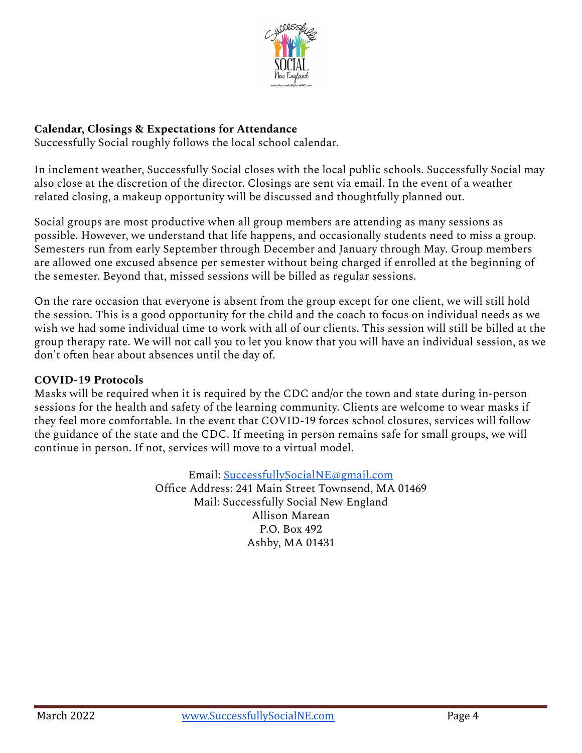**Calendar, Closings & Expectations for Attendance**

Successfully Social roughly follows the local school calendar.

In inclement weather, Successfully Social closes with the local public schools. Successfully Social may also close at the discretion of the director. Closings are sent via email. In the event of a weather related closing, a makeup opportunity will be discussed and thoughtfully planned out.

Social groups are most productive when all group members are attending as many sessions as possible. However, we understand that life happens, and occasionally students need to miss a group. Semesters run from early September through December and January through May. Group members are allowed one excused absence per semester without being charged if enrolled at the beginning of the semester. Beyond that, missed sessions will be billed as regular sessions.

On the rare occasion that everyone is absent from the group except for one client, we will still hold the session. This is a good opportunity for the child and the coach to focus on individual needs as we wish we had some individual time to work with all of our clients. This session will still be billed at the group therapy rate. We will not call you to let you know that you will have an individual session, as we don't often hear about absences until the day of.

**COVID-19 Protocols**

Masks will be required when it is required by the CDC and/or the town and state during in-person sessions for the health and safety of the learning community. Clients are welcome to wear masks if they feel more comfortable. In the event that COVID-19 forces school closures, services will follow the guidance of the state and the CDC. If meeting in person remains safe for small groups, we will continue in person. If not, services will move to a virtual model.

Email: SuccessfullySocialNE@gmail.com
Office Address: 241 Main Street Townsend, MA 01469
Mail: Successfully Social New England
Allison Marean
P.O. Box 492
Ashby, MA 01431